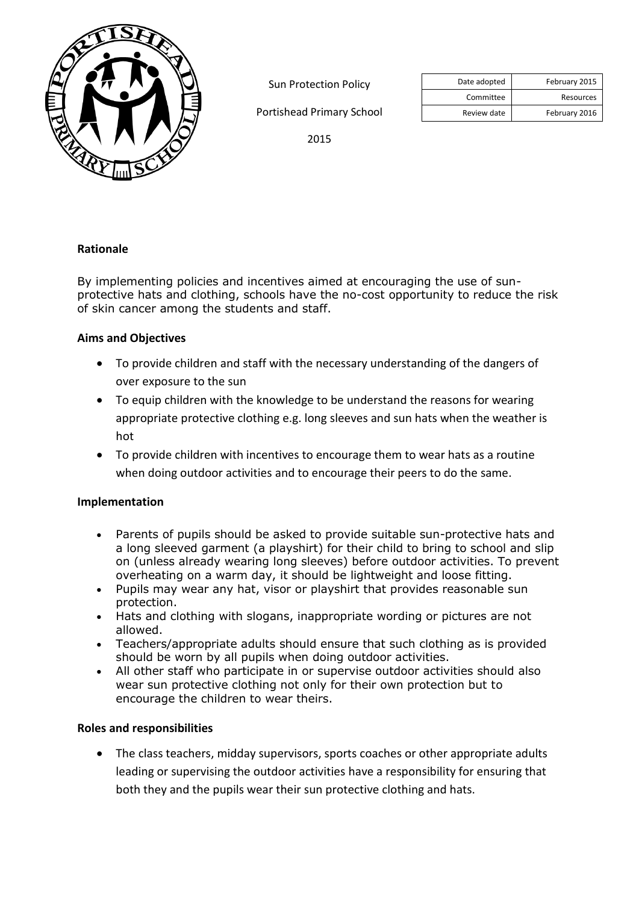Sun Protection Policy

Portishead Primary School

2015

| Date adopted | February 2015 |
|---|---|
| Committee | Resources |
| Review date | February 2016 |

## Rationale

By implementing policies and incentives aimed at encouraging the use of sun-protective hats and clothing, schools have the no-cost opportunity to reduce the risk of skin cancer among the students and staff.

## Aims and Objectives

- To provide children and staff with the necessary understanding of the dangers of over exposure to the sun
- To equip children with the knowledge to be understand the reasons for wearing appropriate protective clothing e.g. long sleeves and sun hats when the weather is hot
- To provide children with incentives to encourage them to wear hats as a routine when doing outdoor activities and to encourage their peers to do the same.

## Implementation

- Parents of pupils should be asked to provide suitable sun-protective hats and a long sleeved garment (a playshirt) for their child to bring to school and slip on (unless already wearing long sleeves) before outdoor activities. To prevent overheating on a warm day, it should be lightweight and loose fitting.
- Pupils may wear any hat, visor or playshirt that provides reasonable sun protection.
- Hats and clothing with slogans, inappropriate wording or pictures are not allowed.
- Teachers/appropriate adults should ensure that such clothing as is provided should be worn by all pupils when doing outdoor activities.
- All other staff who participate in or supervise outdoor activities should also wear sun protective clothing not only for their own protection but to encourage the children to wear theirs.

## Roles and responsibilities

- The class teachers, midday supervisors, sports coaches or other appropriate adults leading or supervising the outdoor activities have a responsibility for ensuring that both they and the pupils wear their sun protective clothing and hats.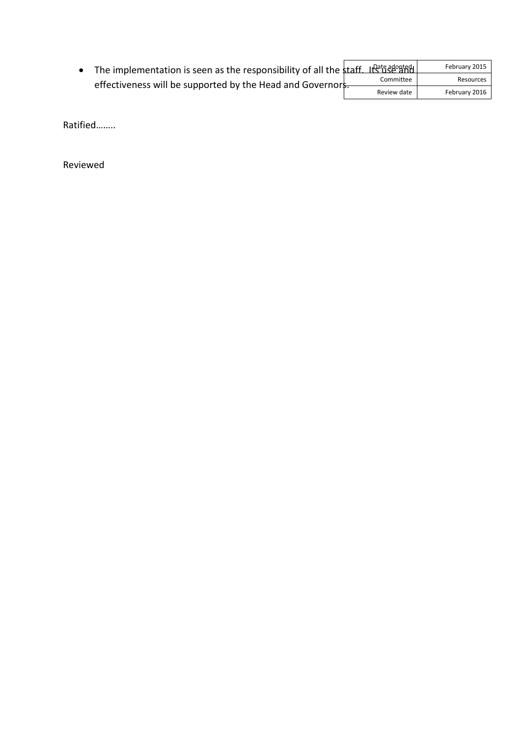- The implementation is seen as the responsibility of all the staff. Its use and effectiveness will be supported by the Head and Governors.

| | |
|---|---|
| Date adopted | February 2015 |
| Committee | Resources |
| Review date | February 2016 |

Ratified……..

Reviewed